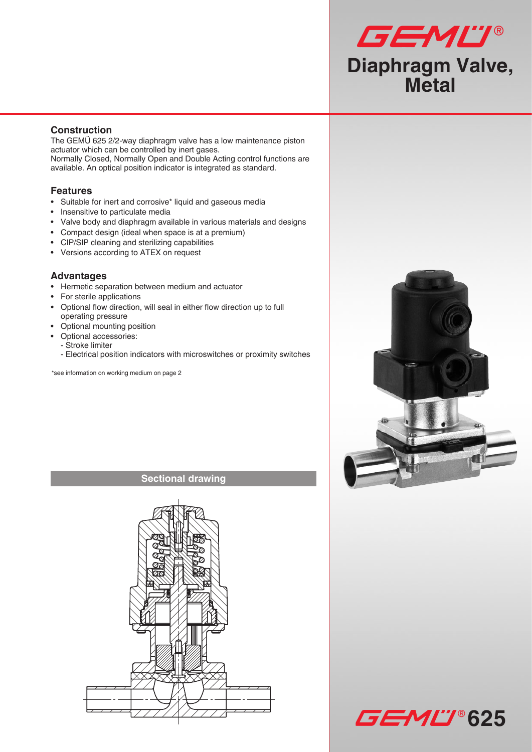# GEMÜ®

# Diaphragm Valve, Metal

## Construction

The GEMÜ 625 2/2-way diaphragm valve has a low maintenance piston actuator which can be controlled by inert gases.
Normally Closed, Normally Open and Double Acting control functions are available. An optical position indicator is integrated as standard.

## Features

- Suitable for inert and corrosive* liquid and gaseous media
- Insensitive to particulate media
- Valve body and diaphragm available in various materials and designs
- Compact design (ideal when space is at a premium)
- CIP/SIP cleaning and sterilizing capabilities
- Versions according to ATEX on request

## Advantages

- Hermetic separation between medium and actuator
- For sterile applications
- Optional flow direction, will seal in either flow direction up to full operating pressure
- Optional mounting position
- Optional accessories:
  - Stroke limiter
  - Electrical position indicators with microswitches or proximity switches

*see information on working medium on page 2

## Sectional drawing

GEMÜ® 625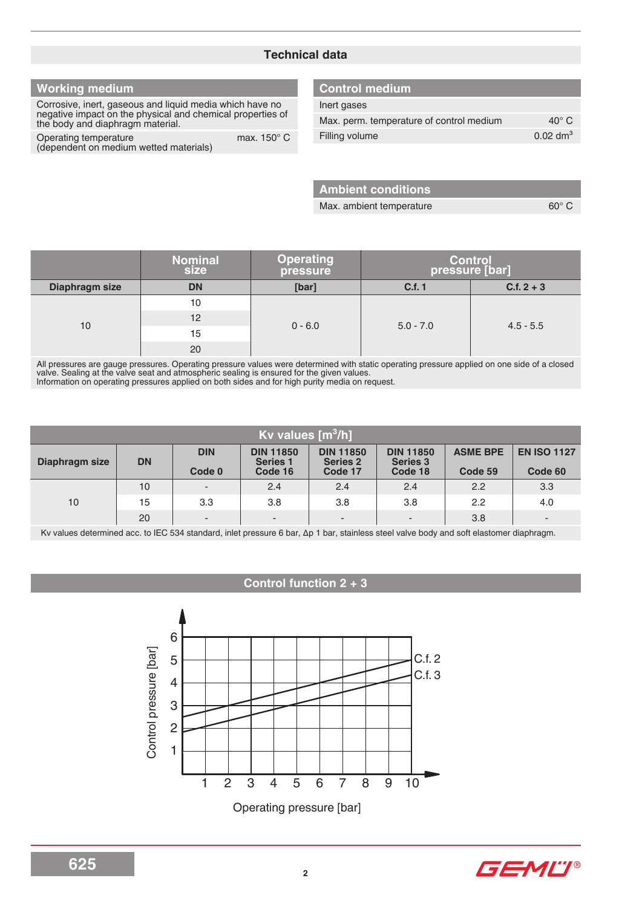# Technical data

## Working medium

Corrosive, inert, gaseous and liquid media which have no negative impact on the physical and chemical properties of the body and diaphragm material.

| | |
|---|---|
| Operating temperature (dependent on medium wetted materials) | max. 150° C |

## Control medium

Inert gases

| | |
|---|---|
| Max. perm. temperature of control medium | 40° C |
| Filling volume | 0.02 dm$^3$ |

## Ambient conditions

| | |
|---|---|
| Max. ambient temperature | 60° C |

| | Nominal size | Operating pressure | Control pressure [bar] | |
|---|---|---|---|---|
| Diaphragm size | DN | [bar] | C.f. 1 | C.f. 2 + 3 |
| 10 | 10 | 0 - 6.0 | 5.0 - 7.0 | 4.5 - 5.5 |
| | 12 | | | |
| | 15 | | | |
| | 20 | | | |

All pressures are gauge pressures. Operating pressure values were determined with static operating pressure applied on one side of a closed valve. Sealing at the valve seat and atmospheric sealing is ensured for the given values.
Information on operating pressures applied on both sides and for high purity media on request.

| Kv values [m$^3$/h] | | | | | | | |
|---|---|---|---|---|---|---|---|
| Diaphragm size | DN | DIN Code 0 | DIN 11850 Series 1 Code 16 | DIN 11850 Series 2 Code 17 | DIN 11850 Series 3 Code 18 | ASME BPE Code 59 | EN ISO 1127 Code 60 |
| 10 | 10 | - | 2.4 | 2.4 | 2.4 | 2.2 | 3.3 |
| | 15 | 3.3 | 3.8 | 3.8 | 3.8 | 2.2 | 4.0 |
| | 20 | - | - | - | - | 3.8 | - |

Kv values determined acc. to IEC 534 standard, inlet pressure 6 bar, Δp 1 bar, stainless steel valve body and soft elastomer diaphragm.

## Control function 2 + 3

Control pressure [bar]

1
2
3
4
5
6

C.f. 2
C.f. 3

1 2 3 4 5 6 7 8 9 10

Operating pressure [bar]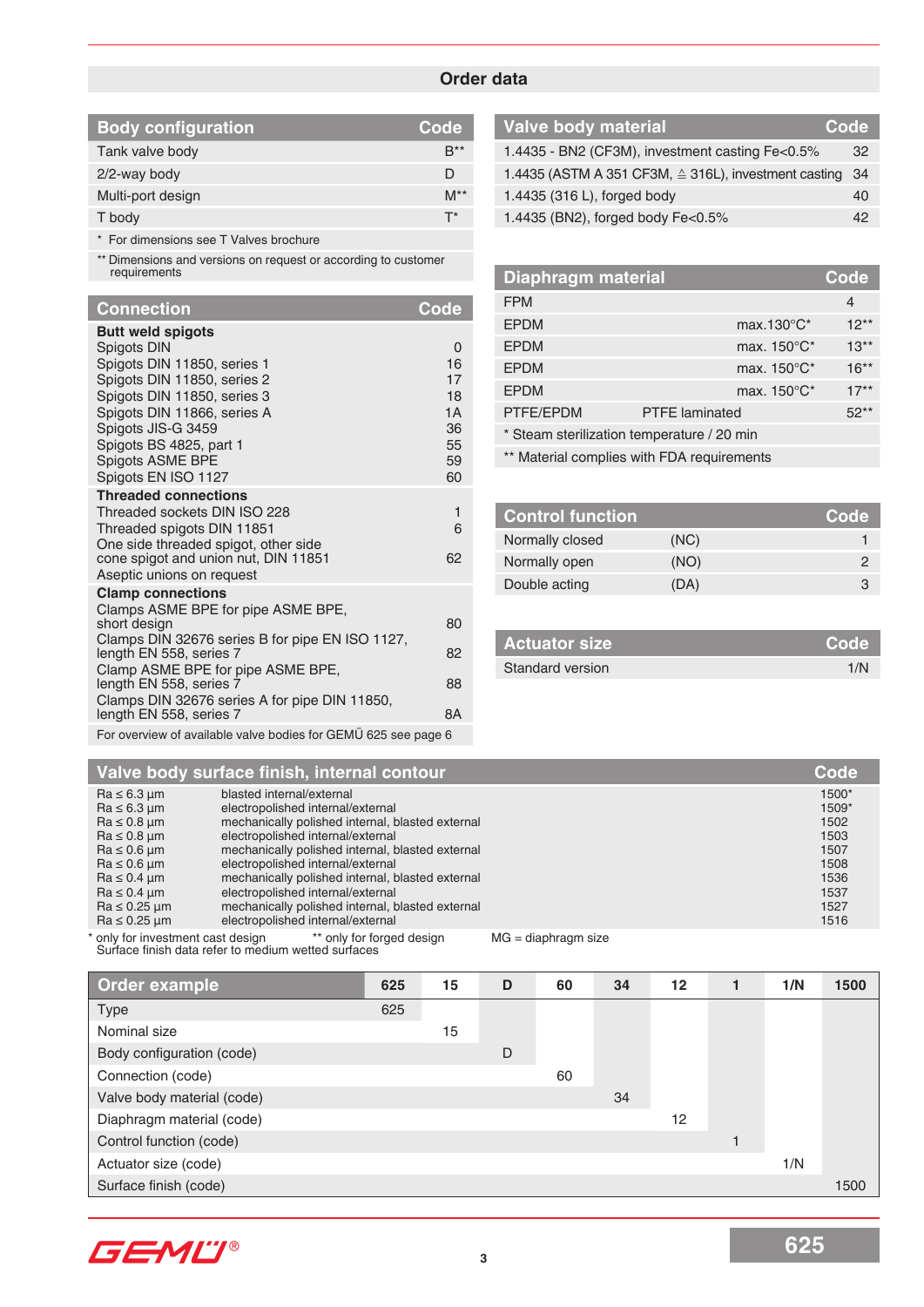## Order data

| Body configuration | Code |
|---|---|
| Tank valve body | B** |
| 2/2-way body | D |
| Multi-port design | M** |
| T body | T* |
| * For dimensions see T Valves brochure | |
| ** Dimensions and versions on request or according to customer requirements | |

| Connection | Code |
|---|---|
| **Butt weld spigots** | |
| Spigots DIN | 0 |
| Spigots DIN 11850, series 1 | 16 |
| Spigots DIN 11850, series 2 | 17 |
| Spigots DIN 11850, series 3 | 18 |
| Spigots DIN 11866, series A | 1A |
| Spigots JIS-G 3459 | 36 |
| Spigots BS 4825, part 1 | 55 |
| Spigots ASME BPE | 59 |
| Spigots EN ISO 1127 | 60 |
| **Threaded connections** | |
| Threaded sockets DIN ISO 228 | 1 |
| Threaded spigots DIN 11851 | 6 |
| One side threaded spigot, other side cone spigot and union nut, DIN 11851 | 62 |
| Aseptic unions on request | |
| **Clamp connections** | |
| Clamps ASME BPE for pipe ASME BPE, short design | 80 |
| Clamps DIN 32676 series B for pipe EN ISO 1127, length EN 558, series 7 | 82 |
| Clamp ASME BPE for pipe ASME BPE, length EN 558, series 7 | 88 |
| Clamps DIN 32676 series A for pipe DIN 11850, length EN 558, series 7 | 8A |
| For overview of available valve bodies for GEMÜ 625 see page 6 | |

| Valve body material | Code |
|---|---|
| 1.4435 - BN2 (CF3M), investment casting Fe<0.5% | 32 |
| 1.4435 (ASTM A 351 CF3M, ≙ 316L), investment casting | 34 |
| 1.4435 (316 L), forged body | 40 |
| 1.4435 (BN2), forged body Fe<0.5% | 42 |

| Diaphragm material | | Code |
|---|---|---|
| FPM | | 4 |
| EPDM | max.130°C* | 12** |
| EPDM | max. 150°C* | 13** |
| EPDM | max. 150°C* | 16** |
| EPDM | max. 150°C* | 17** |
| PTFE/EPDM | PTFE laminated | 52** |
| * Steam sterilization temperature / 20 min | | |
| ** Material complies with FDA requirements | | |

| Control function | | Code |
|---|---|---|
| Normally closed | (NC) | 1 |
| Normally open | (NO) | 2 |
| Double acting | (DA) | 3 |

| Actuator size | Code |
|---|---|
| Standard version | 1/N |

| Valve body surface finish, internal contour | | Code |
|---|---|---|
| Ra ≤ 6.3 µm | blasted internal/external | 1500* |
| Ra ≤ 6.3 µm | electropolished internal/external | 1509* |
| Ra ≤ 0.8 µm | mechanically polished internal, blasted external | 1502 |
| Ra ≤ 0.8 µm | electropolished internal/external | 1503 |
| Ra ≤ 0.6 µm | mechanically polished internal, blasted external | 1507 |
| Ra ≤ 0.6 µm | electropolished internal/external | 1508 |
| Ra ≤ 0.4 µm | mechanically polished internal, blasted external | 1536 |
| Ra ≤ 0.4 µm | electropolished internal/external | 1537 |
| Ra ≤ 0.25 µm | mechanically polished internal, blasted external | 1527 |
| Ra ≤ 0.25 µm | electropolished internal/external | 1516 |

\* only for investment cast design ** only for forged design MG = diaphragm size
Surface finish data refer to medium wetted surfaces

| Order example | 625 | 15 | D | 60 | 34 | 12 | 1 | 1/N | 1500 |
|---|---|---|---|---|---|---|---|---|---|
| Type | 625 | | | | | | | | |
| Nominal size | | 15 | | | | | | | |
| Body configuration (code) | | | D | | | | | | |
| Connection (code) | | | | 60 | | | | | |
| Valve body material (code) | | | | | 34 | | | | |
| Diaphragm material (code) | | | | | | 12 | | | |
| Control function (code) | | | | | | | 1 | | |
| Actuator size (code) | | | | | | | | 1/N | |
| Surface finish (code) | | | | | | | | | 1500 |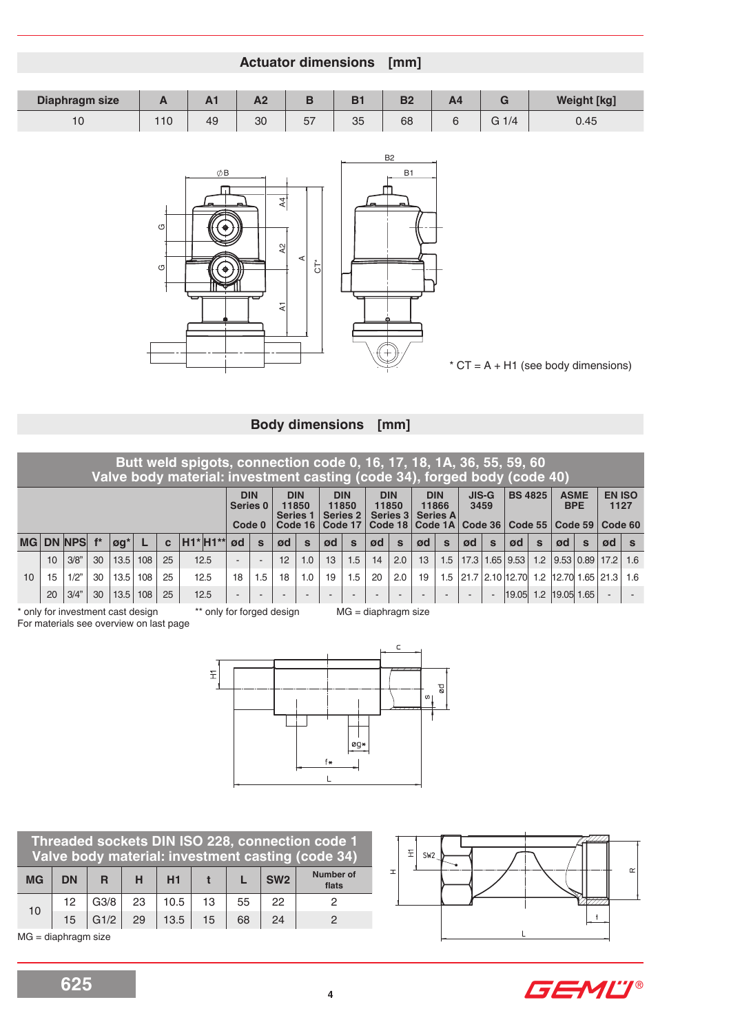## Actuator dimensions [mm]

| Diaphragm size | A | A1 | A2 | B | B1 | B2 | A4 | G | Weight [kg] |
|---|---|---|---|---|---|---|---|---|---|
| 10 | 110 | 49 | 30 | 57 | 35 | 68 | 6 | G 1/4 | 0.45 |

* CT = A + H1 (see body dimensions)

## Body dimensions [mm]

**Butt weld spigots, connection code 0, 16, 17, 18, 1A, 36, 55, 59, 60**
**Valve body material: investment casting (code 34), forged body (code 40)**

| | | | | | | | | | DIN Series 0 Code 0 | | DIN 11850 Series 1 Code 16 | | DIN 11850 Series 2 Code 17 | | DIN 11850 Series 3 Code 18 | | DIN 11866 Series A Code 1A | | JIS-G 3459 Code 36 | | BS 4825 Code 55 | | ASME BPE Code 59 | | EN ISO 1127 Code 60 | |
|---|---|---|---|---|---|---|---|---|---|---|---|---|---|---|---|---|---|---|---|---|---|---|---|---|---|---|
| MG | DN | NPS | f* | øg* | L | c | H1* | H1** | ød | s | ød | s | ød | s | ød | s | ød | s | ød | s | ød | s | ød | s | ød | s |
| 10 | 10 | 3/8" | 30 | 13.5 | 108 | 25 | 12.5 | | - | - | 12 | 1.0 | 13 | 1.5 | 14 | 2.0 | 13 | 1.5 | 17.3 | 1.65 | 9.53 | 1.2 | 9.53 | 0.89 | 17.2 | 1.6 |
| | 15 | 1/2" | 30 | 13.5 | 108 | 25 | 12.5 | | 18 | 1.5 | 18 | 1.0 | 19 | 1.5 | 20 | 2.0 | 19 | 1.5 | 21.7 | 2.10 | 12.70 | 1.2 | 12.70 | 1.65 | 21.3 | 1.6 |
| | 20 | 3/4" | 30 | 13.5 | 108 | 25 | 12.5 | | - | - | - | - | - | - | - | - | - | - | - | - | 19.05 | 1.2 | 19.05 | 1.65 | - | - |

\* only for investment cast design ** only for forged design MG = diaphragm size
For materials see overview on last page

**Threaded sockets DIN ISO 228, connection code 1**
**Valve body material: investment casting (code 34)**

| MG | DN | R | H | H1 | t | L | SW2 | Number of flats |
|---|---|---|---|---|---|---|---|---|
| 10 | 12 | G3/8 | 23 | 10.5 | 13 | 55 | 22 | 2 |
| | 15 | G1/2 | 29 | 13.5 | 15 | 68 | 24 | 2 |

MG = diaphragm size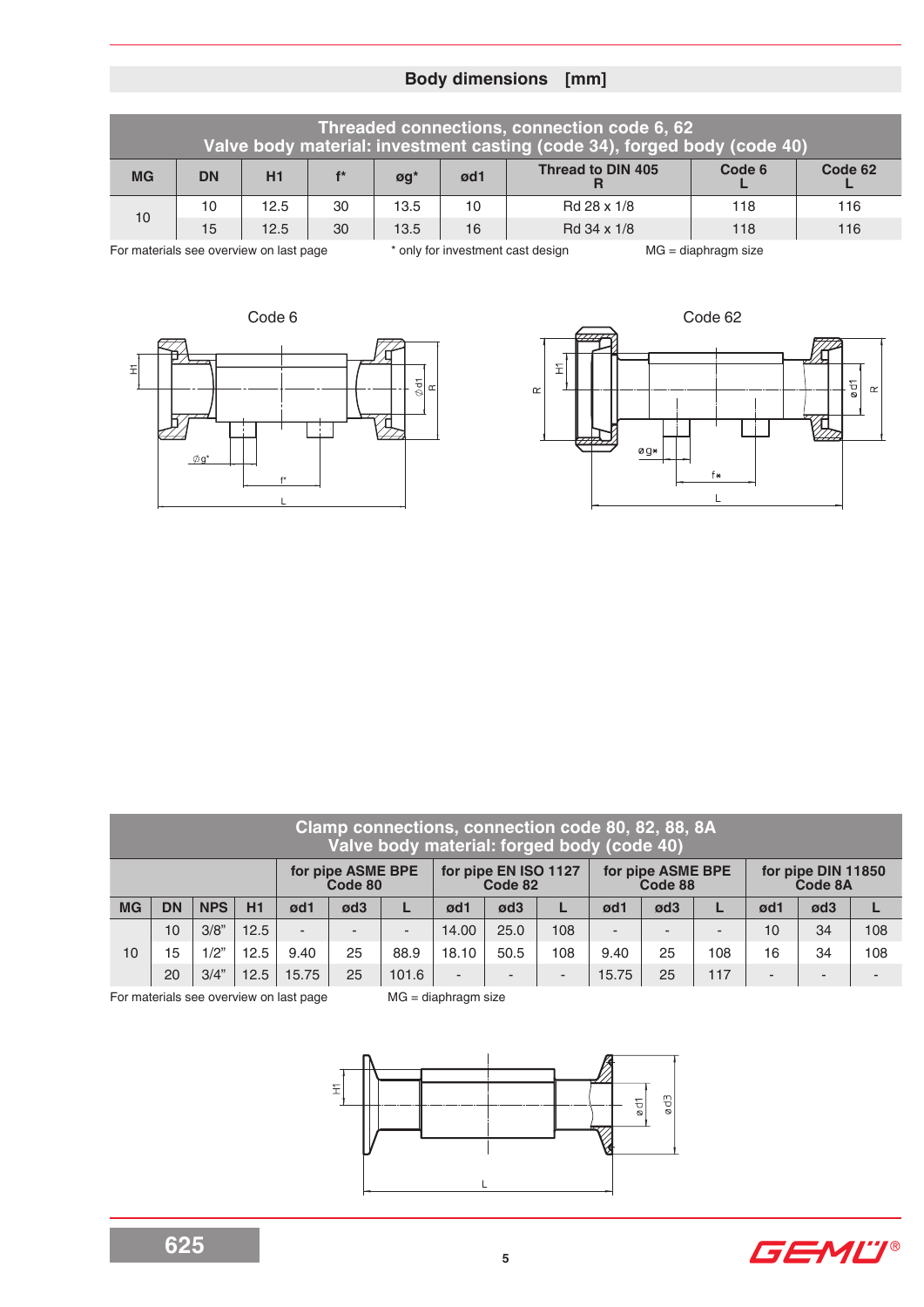## Body dimensions [mm]

| Threaded connections, connection code 6, 62 Valve body material: investment casting (code 34), forged body (code 40) | | | | | | | | |
|---|---|---|---|---|---|---|---|---|
| MG | DN | H1 | f* | øg* | ød1 | Thread to DIN 405 R | Code 6 L | Code 62 L |
| 10 | 10 | 12.5 | 30 | 13.5 | 10 | Rd 28 x 1/8 | 118 | 116 |
| | 15 | 12.5 | 30 | 13.5 | 16 | Rd 34 x 1/8 | 118 | 116 |

For materials see overview on last page   * only for investment cast design   MG = diaphragm size

Code 6

H1
Ød1
R
Øg*
f*
L

Code 62

R
H1
ød1
R
øg*
f*
L

| Clamp connections, connection code 80, 82, 88, 8A Valve body material: forged body (code 40) | | | | | | | | | | | | | | | |
|---|---|---|---|---|---|---|---|---|---|---|---|---|---|---|---|
| | | | | for pipe ASME BPE Code 80 | | | for pipe EN ISO 1127 Code 82 | | | for pipe ASME BPE Code 88 | | | for pipe DIN 11850 Code 8A | | |
| MG | DN | NPS | H1 | ød1 | ød3 | L | ød1 | ød3 | L | ød1 | ød3 | L | ød1 | ød3 | L |
| 10 | 10 | 3/8" | 12.5 | - | - | - | 14.00 | 25.0 | 108 | - | - | - | 10 | 34 | 108 |
| | 15 | 1/2" | 12.5 | 9.40 | 25 | 88.9 | 18.10 | 50.5 | 108 | 9.40 | 25 | 108 | 16 | 34 | 108 |
| | 20 | 3/4" | 12.5 | 15.75 | 25 | 101.6 | - | - | - | 15.75 | 25 | 117 | - | - | - |

For materials see overview on last page   MG = diaphragm size

H1
ød1
ød3
L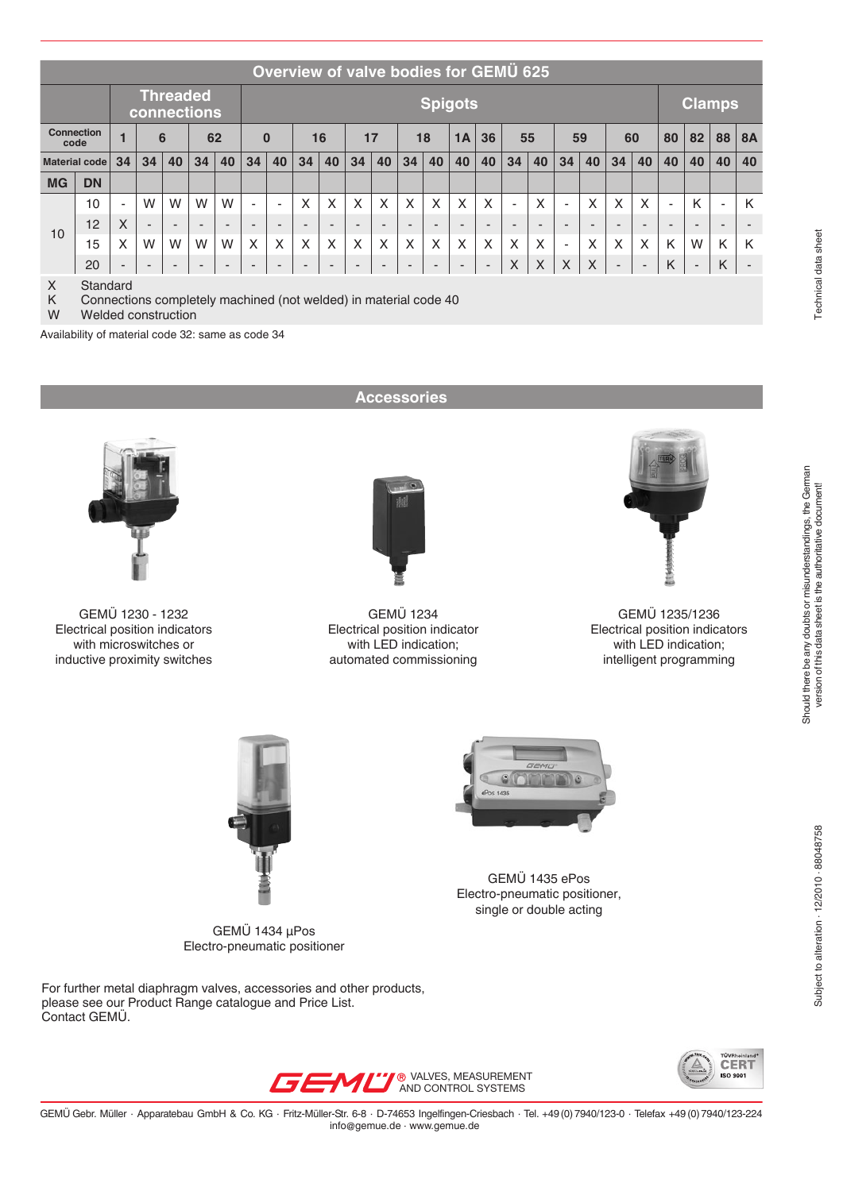## Overview of valve bodies for GEMÜ 625

| | | Threaded connections | | | | | Spigots | | | | | | | | | | | | | | | | | | | | Clamps | | | |
|---|---|---|---|---|---|---|---|---|---|---|---|---|---|---|---|---|---|---|---|---|---|---|---|---|---|---|---|---|---|---|
| Connection code | | 1 | 6 | | 62 | | 0 | | 16 | | 17 | | 18 | | 1A | 36 | 55 | | 59 | | 60 | | 80 | 82 | 88 | 8A |
| Material code | | 34 | 34 | 40 | 34 | 40 | 34 | 40 | 34 | 40 | 34 | 40 | 34 | 40 | 40 | 40 | 34 | 40 | 34 | 40 | 34 | 40 | 40 | 40 | 40 | 40 |
| MG | DN | | | | | | | | | | | | | | | | | | | | | | | | | |
| 10 | 10 | - | W | W | W | W | - | - | X | X | X | X | X | X | X | X | - | X | - | X | X | X | - | K | - | K |
| | 12 | X | - | - | - | - | - | - | - | - | - | - | - | - | - | - | - | - | - | - | - | - | - | - | - | - |
| | 15 | X | W | W | W | W | X | X | X | X | X | X | X | X | X | X | X | X | - | X | X | X | K | W | K | K |
| | 20 | - | - | - | - | - | - | - | - | - | - | - | - | - | - | - | X | X | X | X | - | - | K | - | K | - |

X Standard
K Connections completely machined (not welded) in material code 40
W Welded construction

Availability of material code 32: same as code 34

## Accessories

GEMÜ 1230 - 1232
Electrical position indicators with microswitches or inductive proximity switches

GEMÜ 1234
Electrical position indicator with LED indication; automated commissioning

GEMÜ 1235/1236
Electrical position indicators with LED indication; intelligent programming

GEMÜ 1434 μPos
Electro-pneumatic positioner

GEMÜ 1435 ePos
Electro-pneumatic positioner, single or double acting

For further metal diaphragm valves, accessories and other products, please see our Product Range catalogue and Price List. Contact GEMÜ.

GEMÜ® VALVES, MEASUREMENT AND CONTROL SYSTEMS

GEMÜ Gebr. Müller · Apparatebau GmbH & Co. KG · Fritz-Müller-Str. 6-8 · D-74653 Ingelfingen-Criesbach · Tel. +49 (0) 7940/123-0 · Telefax +49 (0) 7940/123-224
info@gemue.de · www.gemue.de

Should there be any doubts or misunderstandings, the German version of this data sheet is the authoritative document!

Subject to alteration · 12/2010 · 88048758